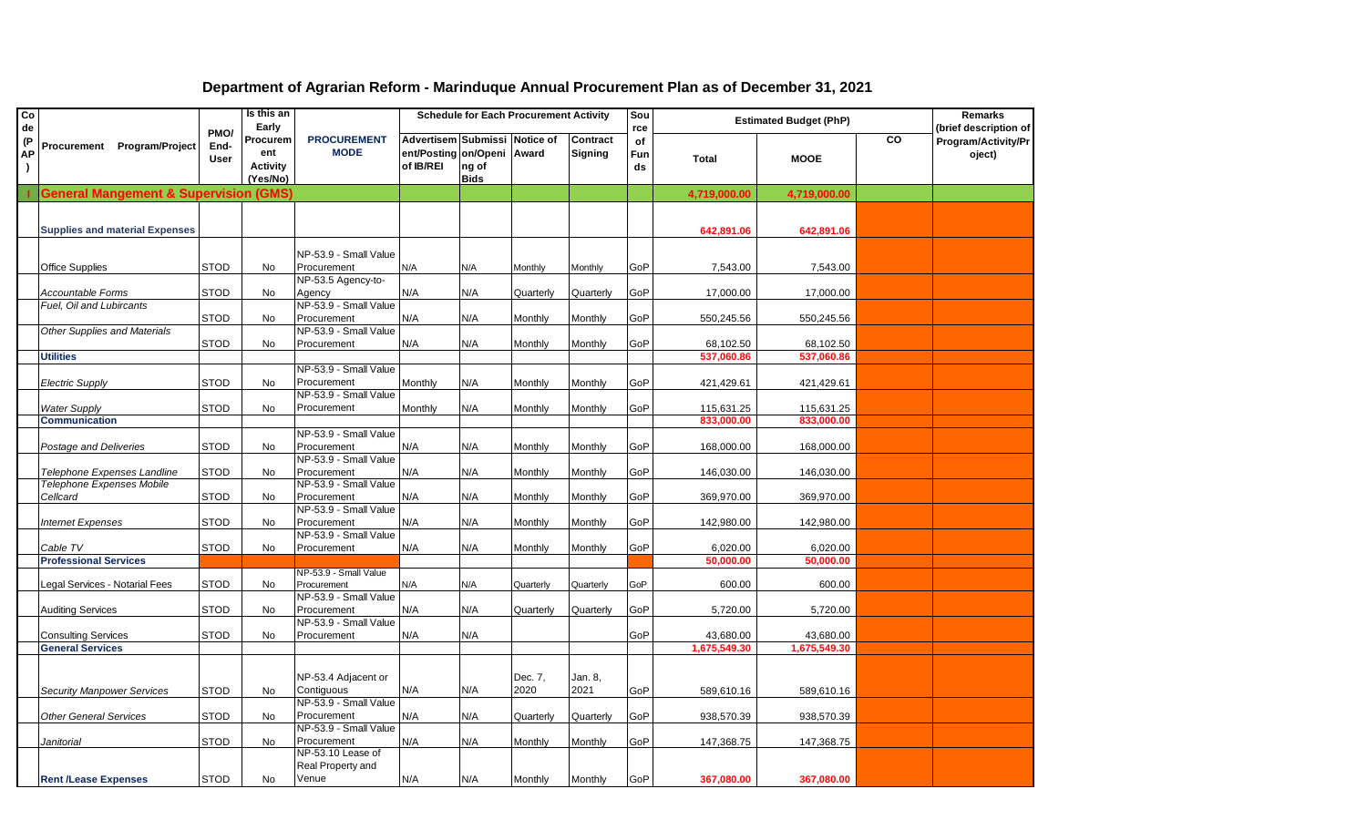# Department of Agrarian Reform - Marinduque Annual Procurement Plan as of December 31, 2021

| Code (PAP) | Procurement Program/Project | PMO/ End-User | Is this an Early Procurement Activity (Yes/No) | PROCUREMENT MODE | Schedule for Each Procurement Activity | | | | Source of Funds | Estimated Budget (PhP) | | | Remarks (brief description of Program/Activity/Project) |
|---|---|---|---|---|---|---|---|---|---|---|---|---|---|
| | | | | | Advertisement/Posting of IB/REI | Submission/Opening of Bids | Notice of Award | Contract Signing | | Total | MOOE | CO | |
| I | **General Mangement & Supervision (GMS)** | | | | | | | | | 4,719,000.00 | 4,719,000.00 | | |
| | **Supplies and material Expenses** | | | | | | | | | 642,891.06 | 642,891.06 | | |
| | Office Supplies | STOD | No | NP-53.9 - Small Value Procurement | N/A | N/A | Monthly | Monthly | GoP | 7,543.00 | 7,543.00 | | |
| | *Accountable Forms* | STOD | No | NP-53.5 Agency-to-Agency | N/A | N/A | Quarterly | Quarterly | GoP | 17,000.00 | 17,000.00 | | |
| | *Fuel, Oil and Lubricants* | STOD | No | NP-53.9 - Small Value Procurement | N/A | N/A | Monthly | Monthly | GoP | 550,245.56 | 550,245.56 | | |
| | *Other Supplies and Materials* | STOD | No | NP-53.9 - Small Value Procurement | N/A | N/A | Monthly | Monthly | GoP | 68,102.50 | 68,102.50 | | |
| | **Utilities** | | | | | | | | | 537,060.86 | 537,060.86 | | |
| | *Electric Supply* | STOD | No | NP-53.9 - Small Value Procurement | Monthly | N/A | Monthly | Monthly | GoP | 421,429.61 | 421,429.61 | | |
| | *Water Supply* | STOD | No | NP-53.9 - Small Value Procurement | Monthly | N/A | Monthly | Monthly | GoP | 115,631.25 | 115,631.25 | | |
| | **Communication** | | | | | | | | | 833,000.00 | 833,000.00 | | |
| | *Postage and Deliveries* | STOD | No | NP-53.9 - Small Value Procurement | N/A | N/A | Monthly | Monthly | GoP | 168,000.00 | 168,000.00 | | |
| | *Telephone Expenses Landline* | STOD | No | NP-53.9 - Small Value Procurement | N/A | N/A | Monthly | Monthly | GoP | 146,030.00 | 146,030.00 | | |
| | *Telephone Expenses Mobile Cellcard* | STOD | No | NP-53.9 - Small Value Procurement | N/A | N/A | Monthly | Monthly | GoP | 369,970.00 | 369,970.00 | | |
| | *Internet Expenses* | STOD | No | NP-53.9 - Small Value Procurement | N/A | N/A | Monthly | Monthly | GoP | 142,980.00 | 142,980.00 | | |
| | *Cable TV* | STOD | No | NP-53.9 - Small Value Procurement | N/A | N/A | Monthly | Monthly | GoP | 6,020.00 | 6,020.00 | | |
| | **Professional Services** | | | | | | | | | 50,000.00 | 50,000.00 | | |
| | Legal Services - Notarial Fees | STOD | No | NP-53.9 - Small Value Procurement | N/A | N/A | Quarterly | Quarterly | GoP | 600.00 | 600.00 | | |
| | Auditing Services | STOD | No | NP-53.9 - Small Value Procurement | N/A | N/A | Quarterly | Quarterly | GoP | 5,720.00 | 5,720.00 | | |
| | Consulting Services | STOD | No | NP-53.9 - Small Value Procurement | N/A | N/A | | | GoP | 43,680.00 | 43,680.00 | | |
| | **General Services** | | | | | | | | | 1,675,549.30 | 1,675,549.30 | | |
| | *Security Manpower Services* | STOD | No | NP-53.4 Adjacent or Contiguous | N/A | N/A | Dec. 7, 2020 | Jan. 8, 2021 | GoP | 589,610.16 | 589,610.16 | | |
| | *Other General Services* | STOD | No | NP-53.9 - Small Value Procurement | N/A | N/A | Quarterly | Quarterly | GoP | 938,570.39 | 938,570.39 | | |
| | *Janitorial* | STOD | No | NP-53.9 - Small Value Procurement | N/A | N/A | Monthly | Monthly | GoP | 147,368.75 | 147,368.75 | | |
| | **Rent /Lease Expenses** | STOD | No | NP-53.10 Lease of Real Property and Venue | N/A | N/A | Monthly | Monthly | GoP | 367,080.00 | 367,080.00 | | |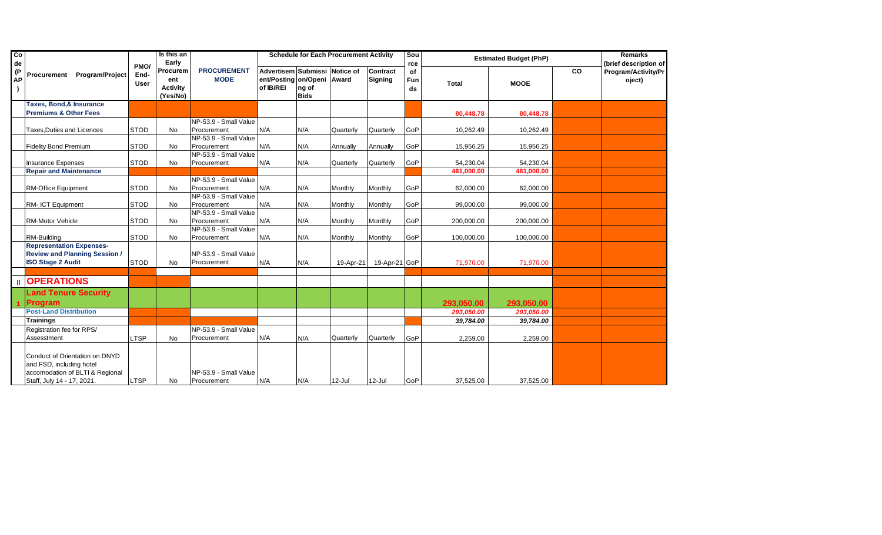| Code (PAP) | Procurement Program/Project | PMO/ End-User | Is this an Early Procurement Activity (Yes/No) | PROCUREMENT MODE | Schedule for Each Procurement Activity | | | | Source of Funds | Estimated Budget (PhP) | | | Remarks (brief description of Program/Activity/Project) |
|---|---|---|---|---|---|---|---|---|---|---|---|---|---|
| | | | | | Advertisement/Posting of IB/REI | Submission/Opening of Bids | Notice of Award | Contract Signing | | Total | MOOE | CO | |
| | **Taxes, Bond,& Insurance Premiums & Other Fees** | | | | | | | | | 80,448.78 | 80,448.78 | | |
| | Taxes,Duties and Licences | STOD | No | NP-53.9 - Small Value Procurement | N/A | N/A | Quarterly | Quarterly | GoP | 10,262.49 | 10,262.49 | | |
| | Fidelity Bond Premium | STOD | No | NP-53.9 - Small Value Procurement | N/A | N/A | Annually | Annually | GoP | 15,956.25 | 15,956.25 | | |
| | Insurance Expenses | STOD | No | NP-53.9 - Small Value Procurement | N/A | N/A | Quarterly | Quarterly | GoP | 54,230.04 | 54,230.04 | | |
| | **Repair and Maintenance** | | | | | | | | | 461,000.00 | 461,000.00 | | |
| | RM-Office Equipment | STOD | No | NP-53.9 - Small Value Procurement | N/A | N/A | Monthly | Monthly | GoP | 62,000.00 | 62,000.00 | | |
| | RM- ICT Equipment | STOD | No | NP-53.9 - Small Value Procurement | N/A | N/A | Monthly | Monthly | GoP | 99,000.00 | 99,000.00 | | |
| | RM-Motor Vehicle | STOD | No | NP-53.9 - Small Value Procurement | N/A | N/A | Monthly | Monthly | GoP | 200,000.00 | 200,000.00 | | |
| | RM-Building | STOD | No | NP-53.9 - Small Value Procurement | N/A | N/A | Monthly | Monthly | GoP | 100,000.00 | 100,000.00 | | |
| | **Representation Expenses-Review and Planning Session / ISO Stage 2 Audit** | STOD | No | NP-53.9 - Small Value Procurement | N/A | N/A | 19-Apr-21 | 19-Apr-21 | GoP | 71,970.00 | 71,970.00 | | |
| | | | | | | | | | | | | | |
| II | **OPERATIONS** | | | | | | | | | | | | |
| 1 | **Land Tenure Security Program** | | | | | | | | | 293,050.00 | 293,050.00 | | |
| | **Post-Land Distribution** | | | | | | | | | *293,050.00* | *293,050.00* | | |
| | **Trainings** | | | | | | | | | *39,784.00* | *39,784.00* | | |
| | Registration fee for RPS/ Assesstment | LTSP | No | NP-53.9 - Small Value Procurement | N/A | N/A | Quarterly | Quarterly | GoP | 2,259.00 | 2,259.00 | | |
| | Conduct of Orientation on DNYD and FSD, including hotel accomodation of BLTI & Regional Staff, July 14 - 17, 2021. | LTSP | No | NP-53.9 - Small Value Procurement | N/A | N/A | 12-Jul | 12-Jul | GoP | 37,525.00 | 37,525.00 | | |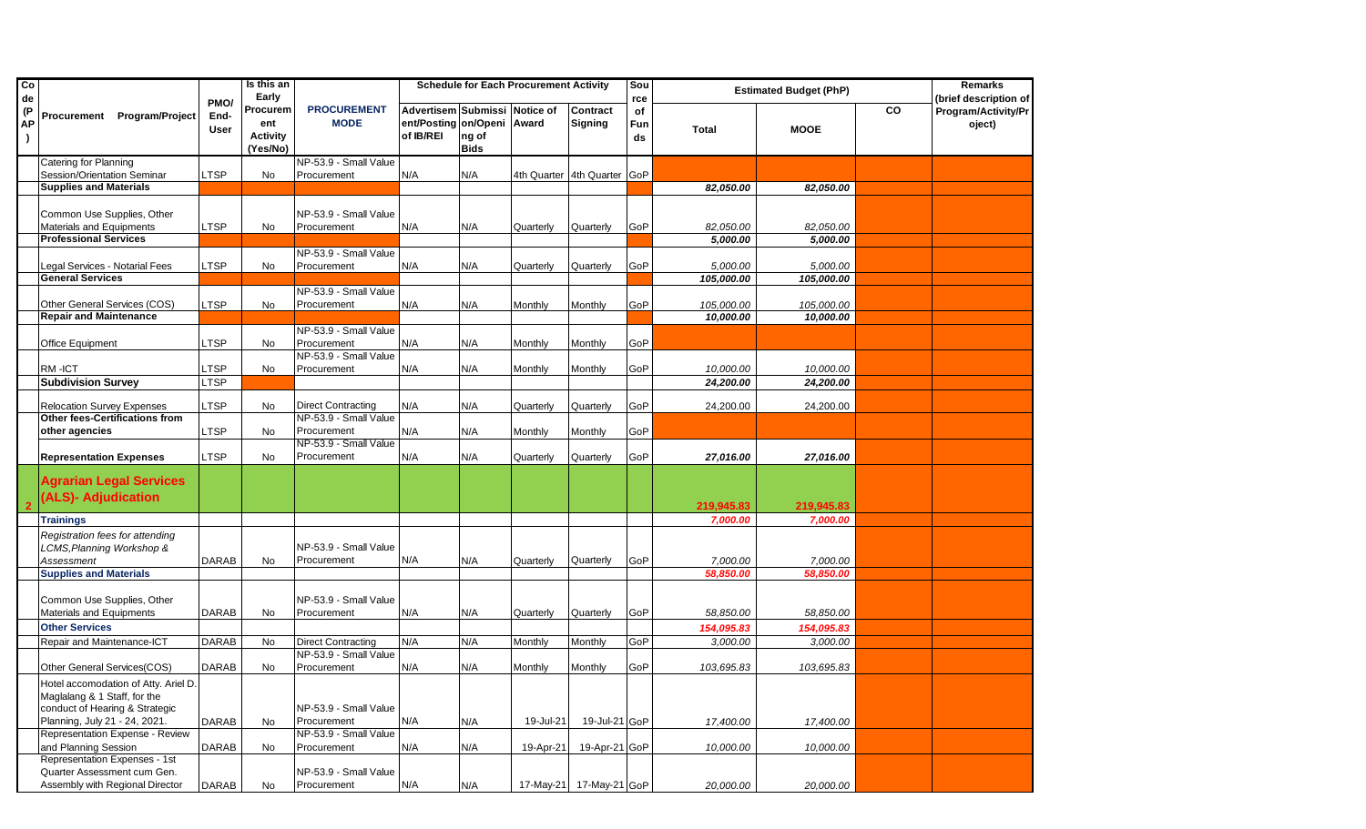| Code (PAP) | Procurement Program/Project | PMO/ End-User | Is this an Early Procurement Activity (Yes/No) | PROCUREMENT MODE | Schedule for Each Procurement Activity | | | | Source of Funds | Estimated Budget (PhP) | | | Remarks (brief description of Program/Activity/Project) |
|---|---|---|---|---|---|---|---|---|---|---|---|---|---|
| | | | | | Advertisement/Posting of IB/REI | Submission/Opening of Bids | Notice of Award | Contract Signing | | Total | MOOE | CO | |
| | Catering for Planning Session/Orientation Seminar | LTSP | No | NP-53.9 - Small Value Procurement | N/A | N/A | 4th Quarter | 4th Quarter | GoP | | | | |
| | **Supplies and Materials** | | | | | | | | | *82,050.00* | *82,050.00* | | |
| | Common Use Supplies, Other Materials and Equipments | LTSP | No | NP-53.9 - Small Value Procurement | N/A | N/A | Quarterly | Quarterly | GoP | 82,050.00 | 82,050.00 | | |
| | **Professional Services** | | | | | | | | | *5,000.00* | *5,000.00* | | |
| | Legal Services - Notarial Fees | LTSP | No | NP-53.9 - Small Value Procurement | N/A | N/A | Quarterly | Quarterly | GoP | 5,000.00 | 5,000.00 | | |
| | **General Services** | | | | | | | | | *105,000.00* | *105,000.00* | | |
| | Other General Services (COS) | LTSP | No | NP-53.9 - Small Value Procurement | N/A | N/A | Monthly | Monthly | GoP | 105,000.00 | 105,000.00 | | |
| | **Repair and Maintenance** | | | | | | | | | *10,000.00* | *10,000.00* | | |
| | Office Equipment | LTSP | No | NP-53.9 - Small Value Procurement | N/A | N/A | Monthly | Monthly | GoP | | | | |
| | RM -ICT | LTSP | No | NP-53.9 - Small Value Procurement | N/A | N/A | Monthly | Monthly | GoP | 10,000.00 | 10,000.00 | | |
| | **Subdivision Survey** | LTSP | | | | | | | | *24,200.00* | *24,200.00* | | |
| | Relocation Survey Expenses | LTSP | No | Direct Contracting | N/A | N/A | Quarterly | Quarterly | GoP | 24,200.00 | 24,200.00 | | |
| | **Other fees-Certifications from other agencies** | LTSP | No | NP-53.9 - Small Value Procurement | N/A | N/A | Monthly | Monthly | GoP | | | | |
| | **Representation Expenses** | LTSP | No | NP-53.9 - Small Value Procurement | N/A | N/A | Quarterly | Quarterly | GoP | *27,016.00* | *27,016.00* | | |
| 2 | **Agrarian Legal Services (ALS)- Adjudication** | | | | | | | | | *219,945.83* | *219,945.83* | | |
| | **Trainings** | | | | | | | | | *7,000.00* | *7,000.00* | | |
| | *Registration fees for attending LCMS,Planning Workshop & Assessment* | DARAB | No | NP-53.9 - Small Value Procurement | N/A | N/A | Quarterly | Quarterly | GoP | 7,000.00 | 7,000.00 | | |
| | **Supplies and Materials** | | | | | | | | | *58,850.00* | *58,850.00* | | |
| | Common Use Supplies, Other Materials and Equipments | DARAB | No | NP-53.9 - Small Value Procurement | N/A | N/A | Quarterly | Quarterly | GoP | 58,850.00 | 58,850.00 | | |
| | **Other Services** | | | | | | | | | *154,095.83* | *154,095.83* | | |
| | Repair and Maintenance-ICT | DARAB | No | Direct Contracting | N/A | N/A | Monthly | Monthly | GoP | 3,000.00 | 3,000.00 | | |
| | Other General Services(COS) | DARAB | No | NP-53.9 - Small Value Procurement | N/A | N/A | Monthly | Monthly | GoP | 103,695.83 | 103,695.83 | | |
| | Hotel accomodation of Atty. Ariel D. Maglalang & 1 Staff, for the conduct of Hearing & Strategic Planning, July 21 - 24, 2021. | DARAB | No | NP-53.9 - Small Value Procurement | N/A | N/A | 19-Jul-21 | 19-Jul-21 | GoP | 17,400.00 | 17,400.00 | | |
| | Representation Expense - Review and Planning Session | DARAB | No | NP-53.9 - Small Value Procurement | N/A | N/A | 19-Apr-21 | 19-Apr-21 | GoP | 10,000.00 | 10,000.00 | | |
| | Representation Expenses - 1st Quarter Assessment cum Gen. Assembly with Regional Director | DARAB | No | NP-53.9 - Small Value Procurement | N/A | N/A | 17-May-21 | 17-May-21 | GoP | 20,000.00 | 20,000.00 | | |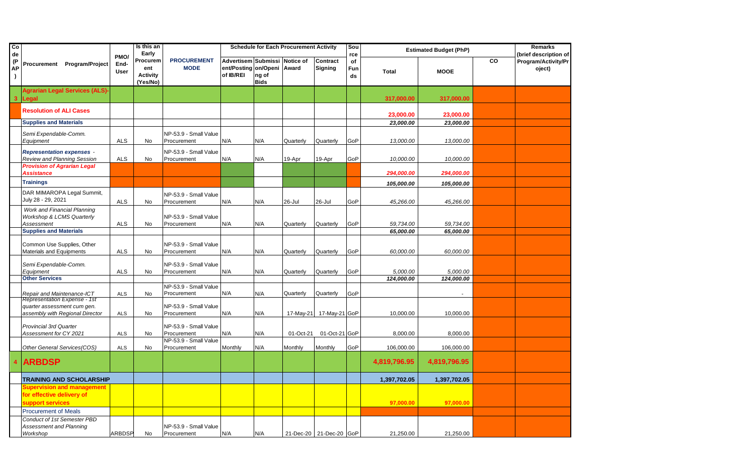| Code (PAP) | Procurement Program/Project | PMO/ End-User | Is this an Early Procurement Activity (Yes/No) | PROCUREMENT MODE | Schedule for Each Procurement Activity | | | | Source of Funds | Estimated Budget (PhP) | | | Remarks (brief description of Program/Activity/Project) |
|---|---|---|---|---|---|---|---|---|---|---|---|---|---|
| | | | | | Advertisement/Posting of IB/REI | Submission/Opening of Bids | Notice of Award | Contract Signing | | Total | MOOE | CO | |
| 3 | **Agrarian Legal Services (ALS)-Legal** | | | | | | | | | **317,000.00** | **317,000.00** | | |
| | **Resolution of ALI Cases** | | | | | | | | | **23,000.00** | **23,000.00** | | |
| | **Supplies and Materials** | | | | | | | | | *23,000.00* | *23,000.00* | | |
| | *Semi Expendable-Comm. Equipment* | ALS | No | NP-53.9 - Small Value Procurement | N/A | N/A | Quarterly | Quarterly | GoP | *13,000.00* | *13,000.00* | | |
| | ***Representation expenses*** *- Review and Planning Session* | ALS | No | NP-53.9 - Small Value Procurement | N/A | N/A | 19-Apr | 19-Apr | GoP | *10,000.00* | *10,000.00* | | |
| | ***Provision of Agrarian Legal Assistance*** | | | | | | | | | *294,000.00* | *294,000.00* | | |
| | **Trainings** | | | | | | | | | *105,000.00* | *105,000.00* | | |
| | DAR MIMAROPA Legal Summit, July 28 - 29, 2021 | ALS | No | NP-53.9 - Small Value Procurement | N/A | N/A | 26-Jul | 26-Jul | GoP | *45,266.00* | *45,266.00* | | |
| | *Work and Financial Planning Workshop & LCMS Quarterly Assessment* | ALS | No | NP-53.9 - Small Value Procurement | N/A | N/A | Quarterly | Quarterly | GoP | *59,734.00* | *59,734.00* | | |
| | **Supplies and Materials** | | | | | | | | | *65,000.00* | *65,000.00* | | |
| | Common Use Supplies, Other Materials and Equipments | ALS | No | NP-53.9 - Small Value Procurement | N/A | N/A | Quarterly | Quarterly | GoP | *60,000.00* | *60,000.00* | | |
| | *Semi Expendable-Comm. Equipment* | ALS | No | NP-53.9 - Small Value Procurement | N/A | N/A | Quarterly | Quarterly | GoP | *5,000.00* | *5,000.00* | | |
| | **Other Services** | | | | | | | | | *124,000.00* | *124,000.00* | | |
| | *Repair and Maintenance-ICT* | ALS | No | NP-53.9 - Small Value Procurement | N/A | N/A | Quarterly | Quarterly | GoP | | - | | |
| | *Representation Expense - 1st quarter assessment cum gen. assembly with Regional Director* | ALS | No | NP-53.9 - Small Value Procurement | N/A | N/A | 17-May-21 | 17-May-21 | GoP | 10,000.00 | 10,000.00 | | |
| | *Provincial 3rd Quarter Assessment for CY 2021* | ALS | No | NP-53.9 - Small Value Procurement | N/A | N/A | 01-Oct-21 | 01-Oct-21 | GoP | 8,000.00 | 8,000.00 | | |
| | *Other General Services(COS)* | ALS | No | NP-53.9 - Small Value Procurement | Monthly | N/A | Monthly | Monthly | GoP | 106,000.00 | 106,000.00 | | |
| 4 | **ARBDSP** | | | | | | | | | **4,819,796.95** | **4,819,796.95** | | |
| | **TRAINING AND SCHOLARSHIP** | | | | | | | | | **1,397,702.05** | **1,397,702.05** | | |
| | **Supervision and management for effective delivery of support services** | | | | | | | | | **97,000.00** | **97,000.00** | | |
| | Procurement of Meals | | | | | | | | | | | | |
| | *Conduct of 1st Semester PBD Assessment and Planning Workshop* | ARBDSP | No | NP-53.9 - Small Value Procurement | N/A | N/A | 21-Dec-20 | 21-Dec-20 | GoP | 21,250.00 | 21,250.00 | | |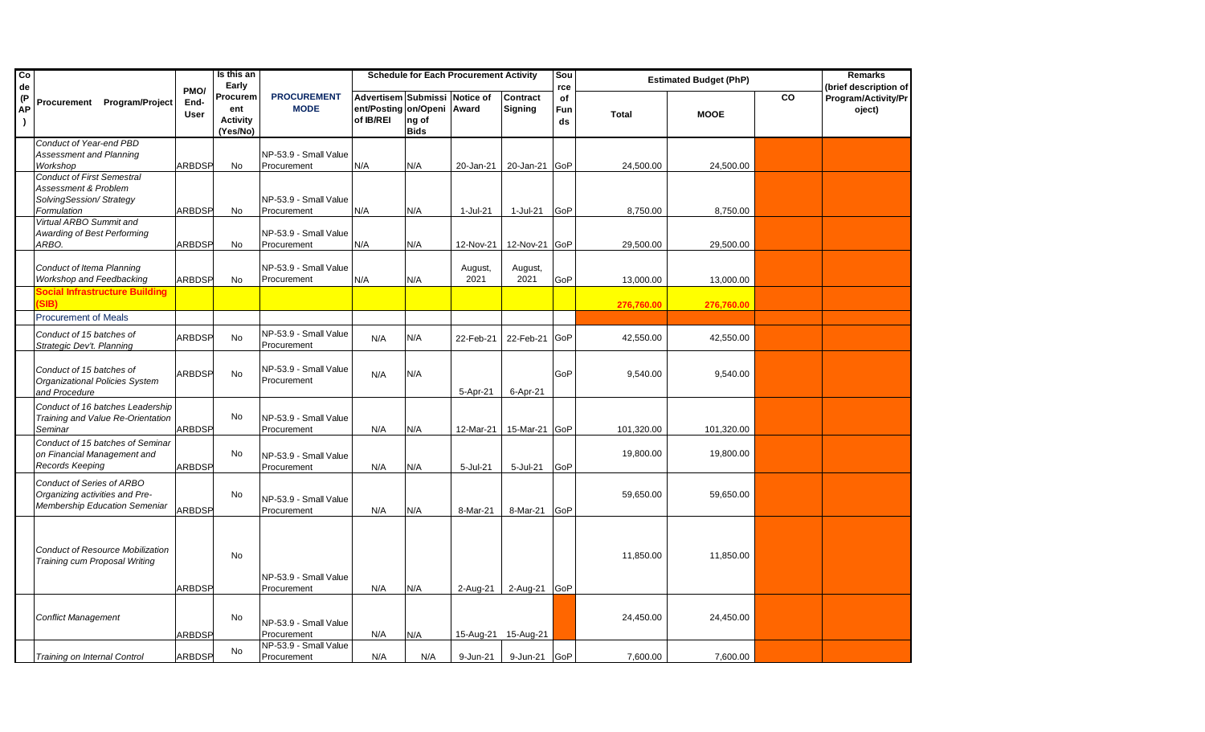| Code (PAP) | Procurement Program/Project | PMO/ End-User | Is this an Early Procurement Activity (Yes/No) | PROCUREMENT MODE | Schedule for Each Procurement Activity | | | | Source of Funds | Estimated Budget (PhP) | | | Remarks (brief description of Program/Activity/Project) |
|---|---|---|---|---|---|---|---|---|---|---|---|---|---|
| | | | | | Advertisement/Posting of IB/REI | Submission/Opening of Bids | Notice of Award | Contract Signing | | Total | MOOE | CO | |
| | *Conduct of Year-end PBD Assessment and Planning Workshop* | ARBDSP | No | NP-53.9 - Small Value Procurement | N/A | N/A | 20-Jan-21 | 20-Jan-21 | GoP | 24,500.00 | 24,500.00 | | |
| | *Conduct of First Semestral Assessment & Problem SolvingSession/ Strategy Formulation* | ARBDSP | No | NP-53.9 - Small Value Procurement | N/A | N/A | 1-Jul-21 | 1-Jul-21 | GoP | 8,750.00 | 8,750.00 | | |
| | *Virtual ARBO Summit and Awarding of Best Performing ARBO.* | ARBDSP | No | NP-53.9 - Small Value Procurement | N/A | N/A | 12-Nov-21 | 12-Nov-21 | GoP | 29,500.00 | 29,500.00 | | |
| | *Conduct of Itema Planning Workshop and Feedbacking* | ARBDSP | No | NP-53.9 - Small Value Procurement | N/A | N/A | August, 2021 | August, 2021 | GoP | 13,000.00 | 13,000.00 | | |
| | **Social Infrastructure Building (SIB)** | | | | | | | | | **276,760.00** | **276,760.00** | | |
| | Procurement of Meals | | | | | | | | | | | | |
| | *Conduct of 15 batches of Strategic Dev't. Planning* | ARBDSP | No | NP-53.9 - Small Value Procurement | N/A | N/A | 22-Feb-21 | 22-Feb-21 | GoP | 42,550.00 | 42,550.00 | | |
| | *Conduct of 15 batches of Organizational Policies System and Procedure* | ARBDSP | No | NP-53.9 - Small Value Procurement | N/A | N/A | 5-Apr-21 | 6-Apr-21 | GoP | 9,540.00 | 9,540.00 | | |
| | *Conduct of 16 batches Leadership Training and Value Re-Orientation Seminar* | ARBDSP | No | NP-53.9 - Small Value Procurement | N/A | N/A | 12-Mar-21 | 15-Mar-21 | GoP | 101,320.00 | 101,320.00 | | |
| | *Conduct of 15 batches of Seminar on Financial Management and Records Keeping* | ARBDSP | No | NP-53.9 - Small Value Procurement | N/A | N/A | 5-Jul-21 | 5-Jul-21 | GoP | 19,800.00 | 19,800.00 | | |
| | *Conduct of Series of ARBO Organizing activities and Pre-Membership Education Semeniar* | ARBDSP | No | NP-53.9 - Small Value Procurement | N/A | N/A | 8-Mar-21 | 8-Mar-21 | GoP | 59,650.00 | 59,650.00 | | |
| | *Conduct of Resource Mobilization Training cum Proposal Writing* | ARBDSP | No | NP-53.9 - Small Value Procurement | N/A | N/A | 2-Aug-21 | 2-Aug-21 | GoP | 11,850.00 | 11,850.00 | | |
| | *Conflict Management* | ARBDSP | No | NP-53.9 - Small Value Procurement | N/A | N/A | 15-Aug-21 | 15-Aug-21 | | 24,450.00 | 24,450.00 | | |
| | *Training on Internal Control* | ARBDSP | No | NP-53.9 - Small Value Procurement | N/A | N/A | 9-Jun-21 | 9-Jun-21 | GoP | 7,600.00 | 7,600.00 | | |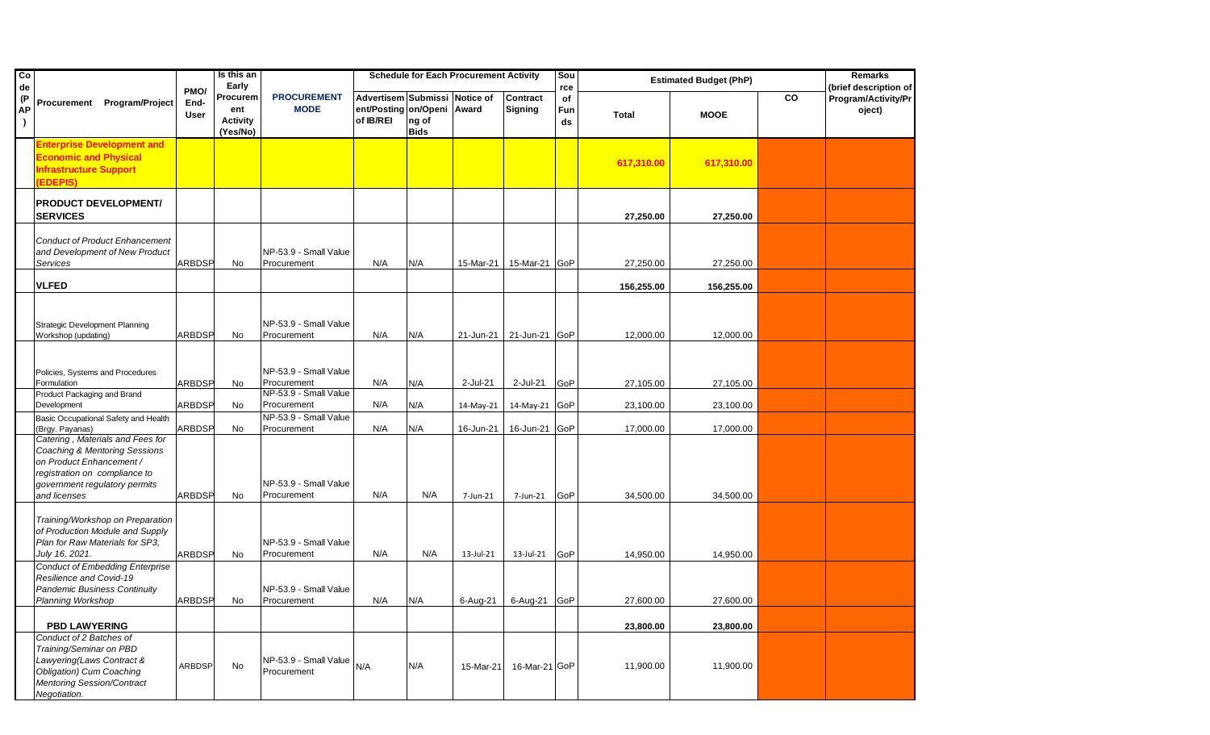| Code (PAP) | Procurement Program/Project | PMO/ End-User | Is this an Early Procurement Activity (Yes/No) | PROCUREMENT MODE | Schedule for Each Procurement Activity | | | | Source of Funds | Estimated Budget (PhP) | | | Remarks (brief description of Program/Activity/Project) |
|---|---|---|---|---|---|---|---|---|---|---|---|---|---|
| | | | | | Advertisement/Posting of IB/REI | Submission/Opening of Bids | Notice of Award | Contract Signing | | Total | MOOE | CO | |
| | **Enterprise Development and Economic and Physical Infrastructure Support (EDEPIS)** | | | | | | | | | 617,310.00 | 617,310.00 | | |
| | **PRODUCT DEVELOPMENT/ SERVICES** | | | | | | | | | 27,250.00 | 27,250.00 | | |
| | *Conduct of Product Enhancement and Development of New Product Services* | ARBDSP | No | NP-53.9 - Small Value Procurement | N/A | N/A | 15-Mar-21 | 15-Mar-21 | GoP | 27,250.00 | 27,250.00 | | |
| | **VLFED** | | | | | | | | | 156,255.00 | 156,255.00 | | |
| | Strategic Development Planning Workshop (updating) | ARBDSP | No | NP-53.9 - Small Value Procurement | N/A | N/A | 21-Jun-21 | 21-Jun-21 | GoP | 12,000.00 | 12,000.00 | | |
| | Policies, Systems and Procedures Formulation | ARBDSP | No | NP-53.9 - Small Value Procurement | N/A | N/A | 2-Jul-21 | 2-Jul-21 | GoP | 27,105.00 | 27,105.00 | | |
| | Product Packaging and Brand Development | ARBDSP | No | NP-53.9 - Small Value Procurement | N/A | N/A | 14-May-21 | 14-May-21 | GoP | 23,100.00 | 23,100.00 | | |
| | Basic Occupational Safety and Health (Brgy. Payanas) | ARBDSP | No | NP-53.9 - Small Value Procurement | N/A | N/A | 16-Jun-21 | 16-Jun-21 | GoP | 17,000.00 | 17,000.00 | | |
| | *Catering , Materials and Fees for Coaching & Mentoring Sessions on Product Enhancement / registration on compliance to government regulatory permits and licenses* | ARBDSP | No | NP-53.9 - Small Value Procurement | N/A | N/A | 7-Jun-21 | 7-Jun-21 | GoP | 34,500.00 | 34,500.00 | | |
| | *Training/Workshop on Preparation of Production Module and Supply Plan for Raw Materials for SP3, July 16, 2021.* | ARBDSP | No | NP-53.9 - Small Value Procurement | N/A | N/A | 13-Jul-21 | 13-Jul-21 | GoP | 14,950.00 | 14,950.00 | | |
| | *Conduct of Embedding Enterprise Resilience and Covid-19 Pandemic Business Continuity Planning Workshop* | ARBDSP | No | NP-53.9 - Small Value Procurement | N/A | N/A | 6-Aug-21 | 6-Aug-21 | GoP | 27,600.00 | 27,600.00 | | |
| | **PBD LAWYERING** | | | | | | | | | 23,800.00 | 23,800.00 | | |
| | *Conduct of 2 Batches of Training/Seminar on PBD Lawyering(Laws Contract & Obligation) Cum Coaching Mentoring Session/Contract Negotiation.* | ARBDSP | No | NP-53.9 - Small Value Procurement | N/A | N/A | 15-Mar-21 | 16-Mar-21 | GoP | 11,900.00 | 11,900.00 | | |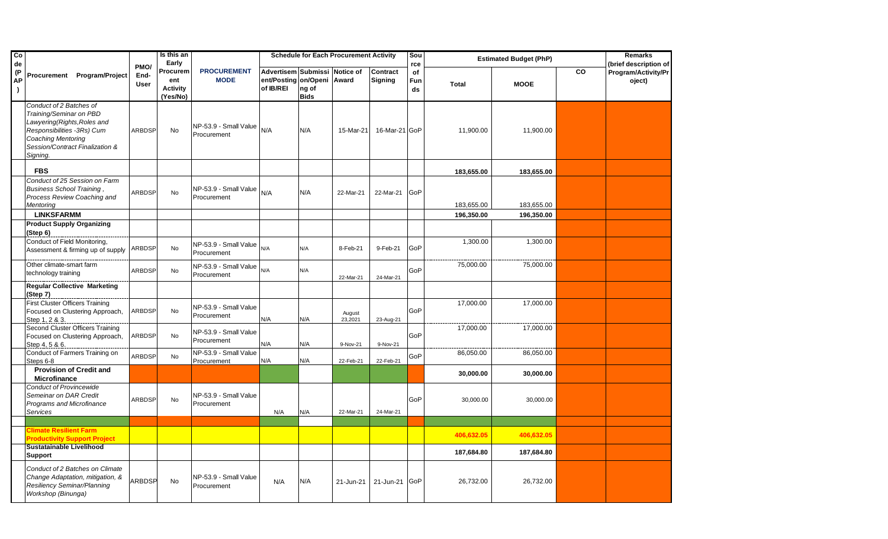| Code (PAP) | Procurement Program/Project | PMO/ End-User | Is this an Early Procurement Activity (Yes/No) | PROCUREMENT MODE | Schedule for Each Procurement Activity | | | | Source of Funds | Estimated Budget (PhP) | | | Remarks (brief description of Program/Activity/Project) |
|---|---|---|---|---|---|---|---|---|---|---|---|---|---|
| | | | | | Advertisement/Posting of IB/REI | Submission/Opening of Bids | Notice of Award | Contract Signing | | Total | MOOE | CO | |
| | *Conduct of 2 Batches of Training/Seminar on PBD Lawyering(Rights,Roles and Responsibilities -3Rs) Cum Coaching Mentoring Session/Contract Finalization & Signing.* | ARBDSP | No | NP-53.9 - Small Value Procurement | N/A | N/A | 15-Mar-21 | 16-Mar-21 | GoP | 11,900.00 | 11,900.00 | | |
| | **FBS** | | | | | | | | | 183,655.00 | 183,655.00 | | |
| | *Conduct of 25 Session on Farm Business School Training , Process Review Coaching and Mentoring* | ARBDSP | No | NP-53.9 - Small Value Procurement | N/A | N/A | 22-Mar-21 | 22-Mar-21 | GoP | 183,655.00 | 183,655.00 | | |
| | **LINKSFARMM** | | | | | | | | | 196,350.00 | 196,350.00 | | |
| | **Product Supply Organizing (Step 6)** | | | | | | | | | | | | |
| | Conduct of Field Monitoring, Assessment & firming up of supply | ARBDSP | No | NP-53.9 - Small Value Procurement | N/A | N/A | 8-Feb-21 | 9-Feb-21 | GoP | 1,300.00 | 1,300.00 | | |
| | Other climate-smart farm technology training | ARBDSP | No | NP-53.9 - Small Value Procurement | N/A | N/A | 22-Mar-21 | 24-Mar-21 | GoP | 75,000.00 | 75,000.00 | | |
| | **Regular Collective Marketing (Step 7)** | | | | | | | | | | | | |
| | First Cluster Officers Training Focused on Clustering Approach, Step 1, 2 & 3. | ARBDSP | No | NP-53.9 - Small Value Procurement | N/A | N/A | August 23,2021 | 23-Aug-21 | GoP | 17,000.00 | 17,000.00 | | |
| | Second Cluster Officers Training Focused on Clustering Approach, Step 4, 5 & 6. | ARBDSP | No | NP-53.9 - Small Value Procurement | N/A | N/A | 9-Nov-21 | 9-Nov-21 | GoP | 17,000.00 | 17,000.00 | | |
| | Conduct of Farmers Training on Steps 6-8 | ARBDSP | No | NP-53.9 - Small Value Procurement | N/A | N/A | 22-Feb-21 | 22-Feb-21 | GoP | 86,050.00 | 86,050.00 | | |
| | **Provision of Credit and Microfinance** | | | | | | | | | 30,000.00 | 30,000.00 | | |
| | *Conduct of Provincewide Semeinar on DAR Credit Programs and Microfinance Services* | ARBDSP | No | NP-53.9 - Small Value Procurement | N/A | N/A | 22-Mar-21 | 24-Mar-21 | GoP | 30,000.00 | 30,000.00 | | |
| | | | | | | | | | | | | | |
| | **Climate Resilient Farm Productivity Support Project** | | | | | | | | | 406,632.05 | 406,632.05 | | |
| | **Sustatainable Livelihood Support** | | | | | | | | | 187,684.80 | 187,684.80 | | |
| | *Conduct of 2 Batches on Climate Change Adaptation, mitigation, & Resiliency Seminar/Planning Workshop (Binunga)* | ARBDSP | No | NP-53.9 - Small Value Procurement | N/A | N/A | 21-Jun-21 | 21-Jun-21 | GoP | 26,732.00 | 26,732.00 | | |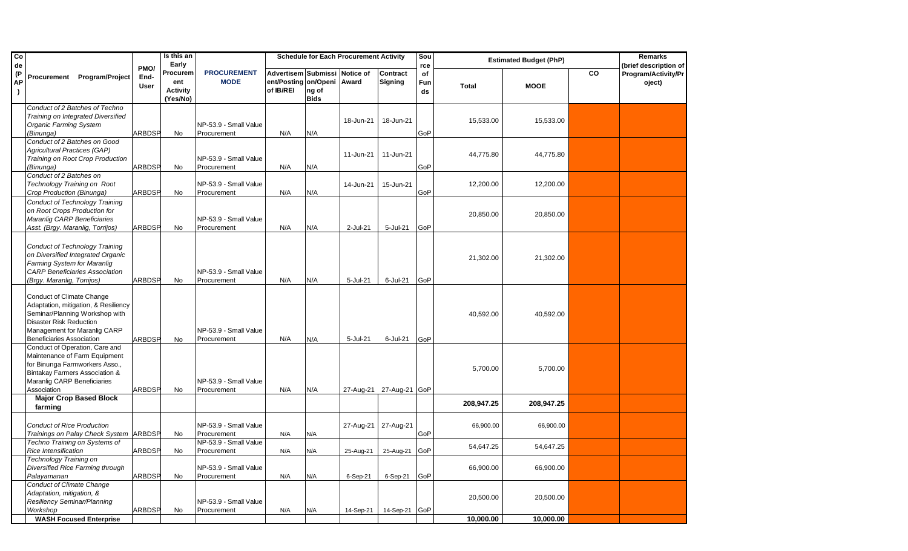| Code (PAP) | Procurement Program/Project | PMO/ End-User | Is this an Early Procurement Activity (Yes/No) | PROCUREMENT MODE | Schedule for Each Procurement Activity | | | | Source of Funds | Estimated Budget (PhP) | | | Remarks (brief description of Program/Activity/Project) |
|---|---|---|---|---|---|---|---|---|---|---|---|---|---|
| | | | | | Advertisement/Posting of IB/REI | Submission/Opening of Bids | Notice of Award | Contract Signing | | Total | MOOE | CO | |
| | *Conduct of 2 Batches of Techno Training on Integrated Diversified Organic Farming System (Binunga)* | ARBDSP | No | NP-53.9 - Small Value Procurement | N/A | N/A | 18-Jun-21 | 18-Jun-21 | GoP | 15,533.00 | 15,533.00 | | |
| | *Conduct of 2 Batches on Good Agricultural Practices (GAP) Training on Root Crop Production (Binunga)* | ARBDSP | No | NP-53.9 - Small Value Procurement | N/A | N/A | 11-Jun-21 | 11-Jun-21 | GoP | 44,775.80 | 44,775.80 | | |
| | *Conduct of 2 Batches on Technology Training on Root Crop Production (Binunga)* | ARBDSP | No | NP-53.9 - Small Value Procurement | N/A | N/A | 14-Jun-21 | 15-Jun-21 | GoP | 12,200.00 | 12,200.00 | | |
| | *Conduct of Technology Training on Root Crops Production for Maranlig CARP Beneficiaries Asst. (Brgy. Maranlig, Torrijos)* | ARBDSP | No | NP-53.9 - Small Value Procurement | N/A | N/A | 2-Jul-21 | 5-Jul-21 | GoP | 20,850.00 | 20,850.00 | | |
| | *Conduct of Technology Training on Diversified Integrated Organic Farming System for Maranlig CARP Beneficiaries Association (Brgy. Maranlig, Torrijos)* | ARBDSP | No | NP-53.9 - Small Value Procurement | N/A | N/A | 5-Jul-21 | 6-Jul-21 | GoP | 21,302.00 | 21,302.00 | | |
| | Conduct of Climate Change Adaptation, mitigation, & Resiliency Seminar/Planning Workshop with Disaster Risk Reduction Management for Maranlig CARP Beneficiaries Association | ARBDSP | No | NP-53.9 - Small Value Procurement | N/A | N/A | 5-Jul-21 | 6-Jul-21 | GoP | 40,592.00 | 40,592.00 | | |
| | Conduct of Operation, Care and Maintenance of Farm Equipment for Binunga Farmworkers Asso., Bintakay Farmers Association & Maranlig CARP Beneficiaries Association | ARBDSP | No | NP-53.9 - Small Value Procurement | N/A | N/A | 27-Aug-21 | 27-Aug-21 | GoP | 5,700.00 | 5,700.00 | | |
| | **Major Crop Based Block farming** | | | | | | | | | **208,947.25** | **208,947.25** | | |
| | *Conduct of Rice Production Trainings on Palay Check System* | ARBDSP | No | NP-53.9 - Small Value Procurement | N/A | N/A | 27-Aug-21 | 27-Aug-21 | GoP | 66,900.00 | 66,900.00 | | |
| | *Techno Training on Systems of Rice Intensification* | ARBDSP | No | NP-53.9 - Small Value Procurement | N/A | N/A | 25-Aug-21 | 25-Aug-21 | GoP | 54,647.25 | 54,647.25 | | |
| | *Technology Training on Diversified Rice Farming through Palayamanan* | ARBDSP | No | NP-53.9 - Small Value Procurement | N/A | N/A | 6-Sep-21 | 6-Sep-21 | GoP | 66,900.00 | 66,900.00 | | |
| | *Conduct of Climate Change Adaptation, mitigation, & Resiliency Seminar/Planning Workshop* | ARBDSP | No | NP-53.9 - Small Value Procurement | N/A | N/A | 14-Sep-21 | 14-Sep-21 | GoP | 20,500.00 | 20,500.00 | | |
| | **WASH Focused Enterprise** | | | | | | | | | **10,000.00** | **10,000.00** | | |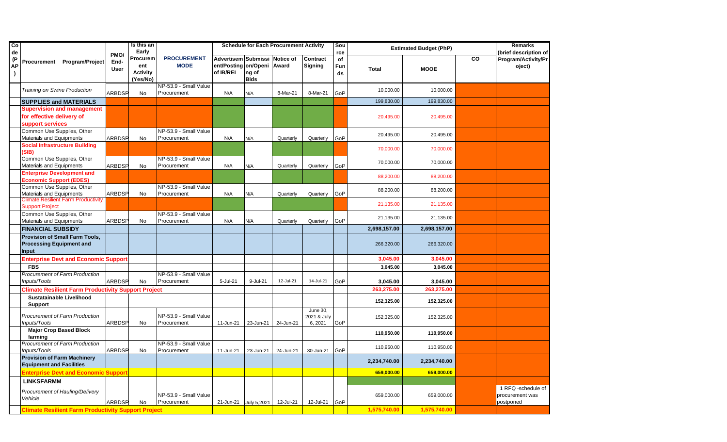| Code (PAP) | Procurement Program/Project | PMO/ End-User | Is this an Early Procurement Activity (Yes/No) | PROCUREMENT MODE | Schedule for Each Procurement Activity | | | | Source of Funds | Estimated Budget (PhP) | | | Remarks (brief description of Program/Activity/Project) |
|---|---|---|---|---|---|---|---|---|---|---|---|---|---|
| | | | | | Advertisement/Posting of IB/REI | Submission/Opening of Bids | Notice of Award | Contract Signing | | Total | MOOE | CO | |
| | *Training on Swine Production* | ARBDSP | No | NP-53.9 - Small Value Procurement | N/A | N/A | 8-Mar-21 | 8-Mar-21 | GoP | 10,000.00 | 10,000.00 | | |
| | **SUPPLIES and MATERIALS** | | | | | | | | | 199,830.00 | 199,830.00 | | |
| | **Supervision and management for effective delivery of support services** | | | | | | | | | 20,495.00 | 20,495.00 | | |
| | Common Use Supplies, Other Materials and Equipments | ARBDSP | No | NP-53.9 - Small Value Procurement | N/A | N/A | Quarterly | Quarterly | GoP | 20,495.00 | 20,495.00 | | |
| | **Social Infrastructure Building (SIB)** | | | | | | | | | 70,000.00 | 70,000.00 | | |
| | Common Use Supplies, Other Materials and Equipments | ARBDSP | No | NP-53.9 - Small Value Procurement | N/A | N/A | Quarterly | Quarterly | GoP | 70,000.00 | 70,000.00 | | |
| | **Enterprise Development and Economic Support (EDES)** | | | | | | | | | 88,200.00 | 88,200.00 | | |
| | Common Use Supplies, Other Materials and Equipments | ARBDSP | No | NP-53.9 - Small Value Procurement | N/A | N/A | Quarterly | Quarterly | GoP | 88,200.00 | 88,200.00 | | |
| | Climate Resilient Farm Productivity Support Project | | | | | | | | | 21,135.00 | 21,135.00 | | |
| | Common Use Supplies, Other Materials and Equipments | ARBDSP | No | NP-53.9 - Small Value Procurement | N/A | N/A | Quarterly | Quarterly | GoP | 21,135.00 | 21,135.00 | | |
| | **FINANCIAL SUBSIDY** | | | | | | | | | **2,698,157.00** | **2,698,157.00** | | |
| | **Provision of Small Farm Tools, Processing Equipment and Input** | | | | | | | | | 266,320.00 | 266,320.00 | | |
| | **Enterprise Devt and Economic Support** | | | | | | | | | **3,045.00** | **3,045.00** | | |
| | **FBS** | | | | | | | | | **3,045.00** | **3,045.00** | | |
| | *Procurement of Farm Production Inputs/Tools* | ARBDSP | No | NP-53.9 - Small Value Procurement | 5-Jul-21 | 9-Jul-21 | 12-Jul-21 | 14-Jul-21 | GoP | **3,045.00** | **3,045.00** | | |
| | **Climate Resilient Farm Productivity Support Project** | | | | | | | | | **263,275.00** | **263,275.00** | | |
| | **Sustatainable Livelihood Support** | | | | | | | | | **152,325.00** | **152,325.00** | | |
| | *Procurement of Farm Production Inputs/Tools* | ARBDSP | No | NP-53.9 - Small Value Procurement | 11-Jun-21 | 23-Jun-21 | 24-Jun-21 | June 30, 2021 & July 6, 2021 | GoP | 152,325.00 | 152,325.00 | | |
| | **Major Crop Based Block farming** | | | | | | | | | **110,950.00** | **110,950.00** | | |
| | *Procurement of Farm Production Inputs/Tools* | ARBDSP | No | NP-53.9 - Small Value Procurement | 11-Jun-21 | 23-Jun-21 | 24-Jun-21 | 30-Jun-21 | GoP | 110,950.00 | 110,950.00 | | |
| | **Provision of Farm Machinery Equipment and Facilities** | | | | | | | | | **2,234,740.00** | **2,234,740.00** | | |
| | **Enterprise Devt and Economic Support** | | | | | | | | | **659,000.00** | **659,000.00** | | |
| | **LINKSFARMM** | | | | | | | | | | | | |
| | *Procurement of Hauling/Delivery Vehicle* | ARBDSP | No | NP-53.9 - Small Value Procurement | 21-Jun-21 | July 5,2021 | 12-Jul-21 | 12-Jul-21 | GoP | 659,000.00 | 659,000.00 | | 1 RFQ -schedule of procurement was postponed |
| | **Climate Resilient Farm Productivity Support Project** | | | | | | | | | **1,575,740.00** | **1,575,740.00** | | |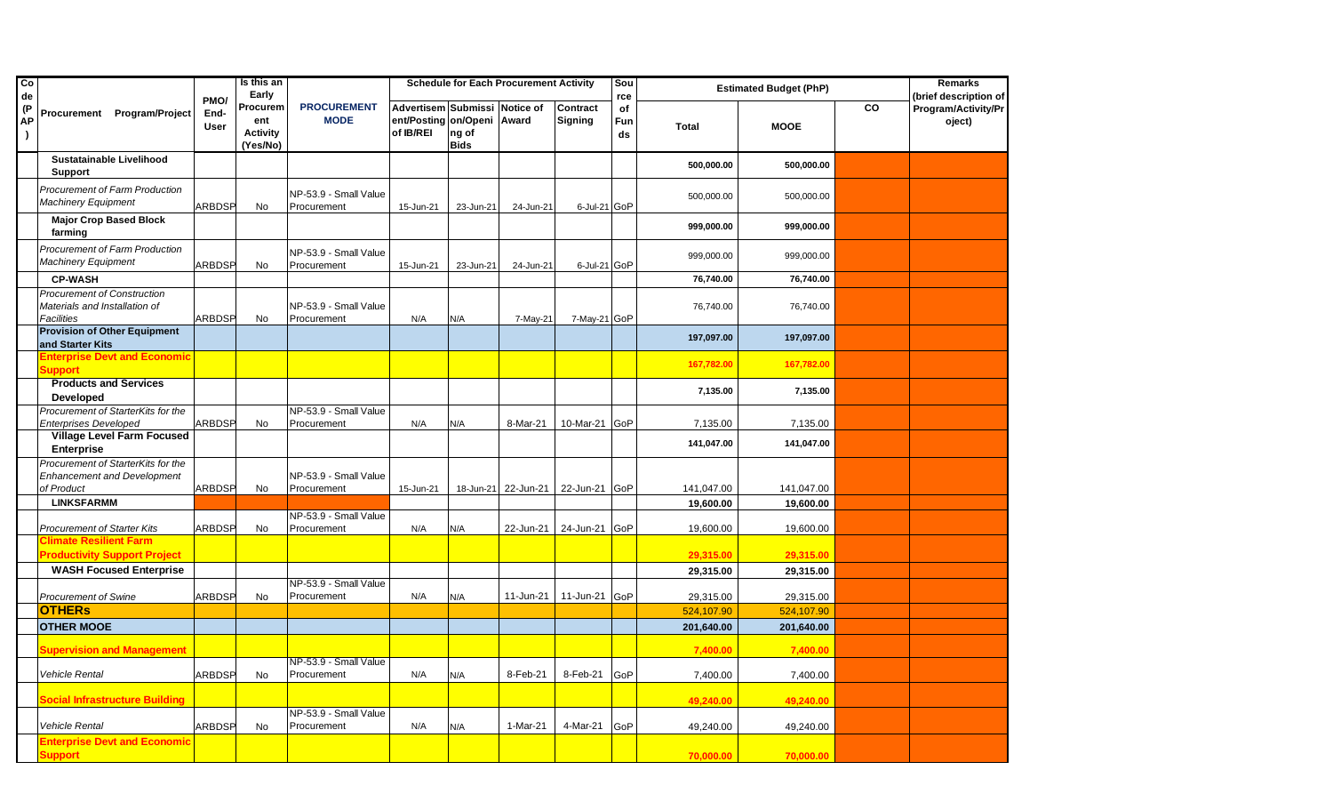| Code (PAP) | Procurement Program/Project | PMO/ End-User | Is this an Early Procurement Activity (Yes/No) | PROCUREMENT MODE | Schedule for Each Procurement Activity | | | | Source of Funds | Estimated Budget (PhP) | | | Remarks (brief description of Program/Activity/Project) |
|---|---|---|---|---|---|---|---|---|---|---|---|---|---|
| | | | | | Advertisement/Posting of IB/REI | Submission/Opening of Bids | Notice of Award | Contract Signing | | Total | MOOE | CO | |
| | **Sustatainable Livelihood Support** | | | | | | | | | **500,000.00** | **500,000.00** | | |
| | *Procurement of Farm Production Machinery Equipment* | ARBDSP | No | NP-53.9 - Small Value Procurement | 15-Jun-21 | 23-Jun-21 | 24-Jun-21 | 6-Jul-21 | GoP | 500,000.00 | 500,000.00 | | |
| | **Major Crop Based Block farming** | | | | | | | | | **999,000.00** | **999,000.00** | | |
| | *Procurement of Farm Production Machinery Equipment* | ARBDSP | No | NP-53.9 - Small Value Procurement | 15-Jun-21 | 23-Jun-21 | 24-Jun-21 | 6-Jul-21 | GoP | 999,000.00 | 999,000.00 | | |
| | **CP-WASH** | | | | | | | | | **76,740.00** | **76,740.00** | | |
| | *Procurement of Construction Materials and Installation of Facilities* | ARBDSP | No | NP-53.9 - Small Value Procurement | N/A | N/A | 7-May-21 | 7-May-21 | GoP | 76,740.00 | 76,740.00 | | |
| | **Provision of Other Equipment and Starter Kits** | | | | | | | | | **197,097.00** | **197,097.00** | | |
| | **Enterprise Devt and Economic Support** | | | | | | | | | **167,782.00** | **167,782.00** | | |
| | **Products and Services Developed** | | | | | | | | | **7,135.00** | **7,135.00** | | |
| | *Procurement of StarterKits for the Enterprises Developed* | ARBDSP | No | NP-53.9 - Small Value Procurement | N/A | N/A | 8-Mar-21 | 10-Mar-21 | GoP | 7,135.00 | 7,135.00 | | |
| | **Village Level Farm Focused Enterprise** | | | | | | | | | **141,047.00** | **141,047.00** | | |
| | *Procurement of StarterKits for the Enhancement and Development of Product* | ARBDSP | No | NP-53.9 - Small Value Procurement | 15-Jun-21 | 18-Jun-21 | 22-Jun-21 | 22-Jun-21 | GoP | 141,047.00 | 141,047.00 | | |
| | **LINKSFARMM** | | | | | | | | | **19,600.00** | **19,600.00** | | |
| | *Procurement of Starter Kits* | ARBDSP | No | NP-53.9 - Small Value Procurement | N/A | N/A | 22-Jun-21 | 24-Jun-21 | GoP | 19,600.00 | 19,600.00 | | |
| | **Climate Resilient Farm Productivity Support Project** | | | | | | | | | **29,315.00** | **29,315.00** | | |
| | **WASH Focused Enterprise** | | | | | | | | | **29,315.00** | **29,315.00** | | |
| | *Procurement of Swine* | ARBDSP | No | NP-53.9 - Small Value Procurement | N/A | N/A | 11-Jun-21 | 11-Jun-21 | GoP | 29,315.00 | 29,315.00 | | |
| | **OTHERs** | | | | | | | | | 524,107.90 | 524,107.90 | | |
| | **OTHER MOOE** | | | | | | | | | **201,640.00** | **201,640.00** | | |
| | **Supervision and Management** | | | | | | | | | **7,400.00** | **7,400.00** | | |
| | *Vehicle Rental* | ARBDSP | No | NP-53.9 - Small Value Procurement | N/A | N/A | 8-Feb-21 | 8-Feb-21 | GoP | 7,400.00 | 7,400.00 | | |
| | **Social Infrastructure Building** | | | | | | | | | **49,240.00** | **49,240.00** | | |
| | *Vehicle Rental* | ARBDSP | No | NP-53.9 - Small Value Procurement | N/A | N/A | 1-Mar-21 | 4-Mar-21 | GoP | 49,240.00 | 49,240.00 | | |
| | **Enterprise Devt and Economic Support** | | | | | | | | | **70,000.00** | **70,000.00** | | |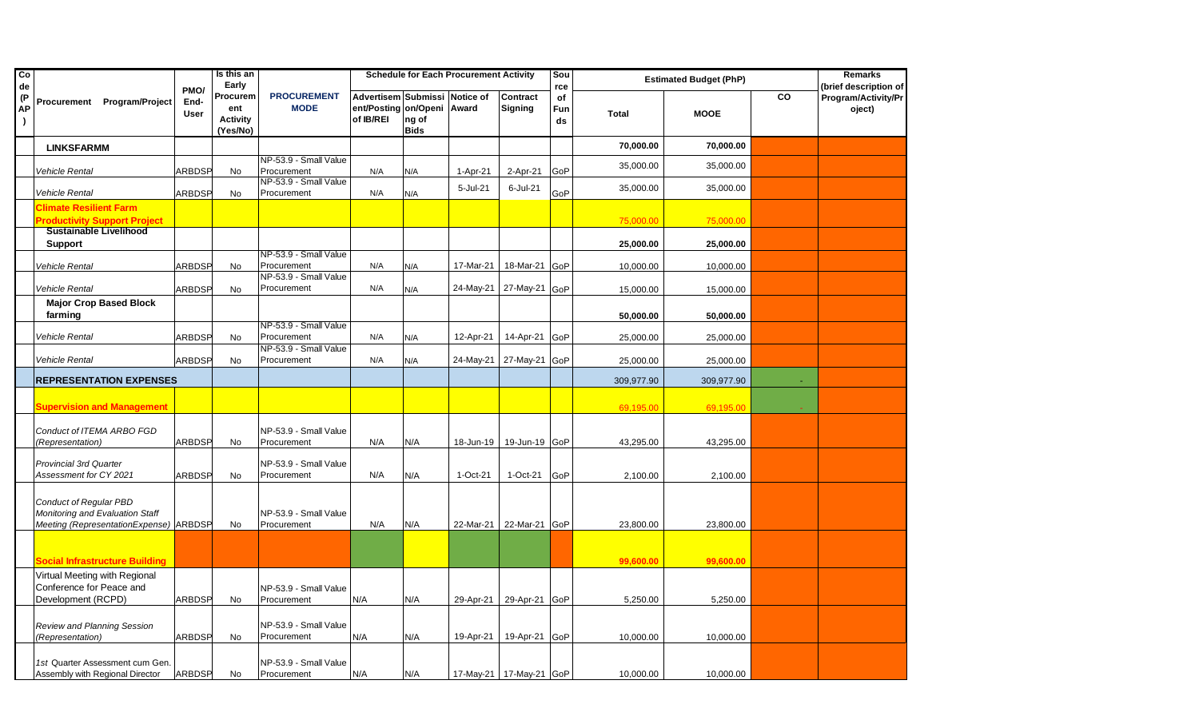| Code (PAP) | Procurement Program/Project | PMO/ End-User | Is this an Early Procurement Activity (Yes/No) | PROCUREMENT MODE | Schedule for Each Procurement Activity | | | | Source of Funds | Estimated Budget (PhP) | | | Remarks (brief description of Program/Activity/Project) |
|---|---|---|---|---|---|---|---|---|---|---|---|---|---|
| | | | | | Advertisement/Posting of IB/REI | Submission/Opening of Bids | Notice of Award | Contract Signing | | Total | MOOE | CO | |
| | **LINKSFARMM** | | | | | | | | | **70,000.00** | **70,000.00** | | |
| | *Vehicle Rental* | ARBDSP | No | NP-53.9 - Small Value Procurement | N/A | N/A | 1-Apr-21 | 2-Apr-21 | GoP | 35,000.00 | 35,000.00 | | |
| | *Vehicle Rental* | ARBDSP | No | NP-53.9 - Small Value Procurement | N/A | N/A | 5-Jul-21 | 6-Jul-21 | GoP | 35,000.00 | 35,000.00 | | |
| | **Climate Resilient Farm Productivity Support Project** | | | | | | | | | 75,000.00 | 75,000.00 | | |
| | **Sustainable Livelihood Support** | | | | | | | | | **25,000.00** | **25,000.00** | | |
| | *Vehicle Rental* | ARBDSP | No | NP-53.9 - Small Value Procurement | N/A | N/A | 17-Mar-21 | 18-Mar-21 | GoP | 10,000.00 | 10,000.00 | | |
| | *Vehicle Rental* | ARBDSP | No | NP-53.9 - Small Value Procurement | N/A | N/A | 24-May-21 | 27-May-21 | GoP | 15,000.00 | 15,000.00 | | |
| | **Major Crop Based Block farming** | | | | | | | | | **50,000.00** | **50,000.00** | | |
| | *Vehicle Rental* | ARBDSP | No | NP-53.9 - Small Value Procurement | N/A | N/A | 12-Apr-21 | 14-Apr-21 | GoP | 25,000.00 | 25,000.00 | | |
| | *Vehicle Rental* | ARBDSP | No | NP-53.9 - Small Value Procurement | N/A | N/A | 24-May-21 | 27-May-21 | GoP | 25,000.00 | 25,000.00 | | |
| | **REPRESENTATION EXPENSES** | | | | | | | | | 309,977.90 | 309,977.90 | - | |
| | **Supervision and Management** | | | | | | | | | 69,195.00 | 69,195.00 | - | |
| | *Conduct of ITEMA ARBO FGD (Representation)* | ARBDSP | No | NP-53.9 - Small Value Procurement | N/A | N/A | 18-Jun-19 | 19-Jun-19 | GoP | 43,295.00 | 43,295.00 | | |
| | *Provincial 3rd Quarter Assessment for CY 2021* | ARBDSP | No | NP-53.9 - Small Value Procurement | N/A | N/A | 1-Oct-21 | 1-Oct-21 | GoP | 2,100.00 | 2,100.00 | | |
| | *Conduct of Regular PBD Monitoring and Evaluation Staff Meeting (RepresentationExpense)* | ARBDSP | No | NP-53.9 - Small Value Procurement | N/A | N/A | 22-Mar-21 | 22-Mar-21 | GoP | 23,800.00 | 23,800.00 | | |
| | **Social Infrastructure Building** | | | | | | | | | **99,600.00** | **99,600.00** | | |
| | Virtual Meeting with Regional Conference for Peace and Development (RCPD) | ARBDSP | No | NP-53.9 - Small Value Procurement | N/A | N/A | 29-Apr-21 | 29-Apr-21 | GoP | 5,250.00 | 5,250.00 | | |
| | *Review and Planning Session (Representation)* | ARBDSP | No | NP-53.9 - Small Value Procurement | N/A | N/A | 19-Apr-21 | 19-Apr-21 | GoP | 10,000.00 | 10,000.00 | | |
| | *1st* Quarter Assessment cum Gen. Assembly with Regional Director | ARBDSP | No | NP-53.9 - Small Value Procurement | N/A | N/A | 17-May-21 | 17-May-21 | GoP | 10,000.00 | 10,000.00 | | |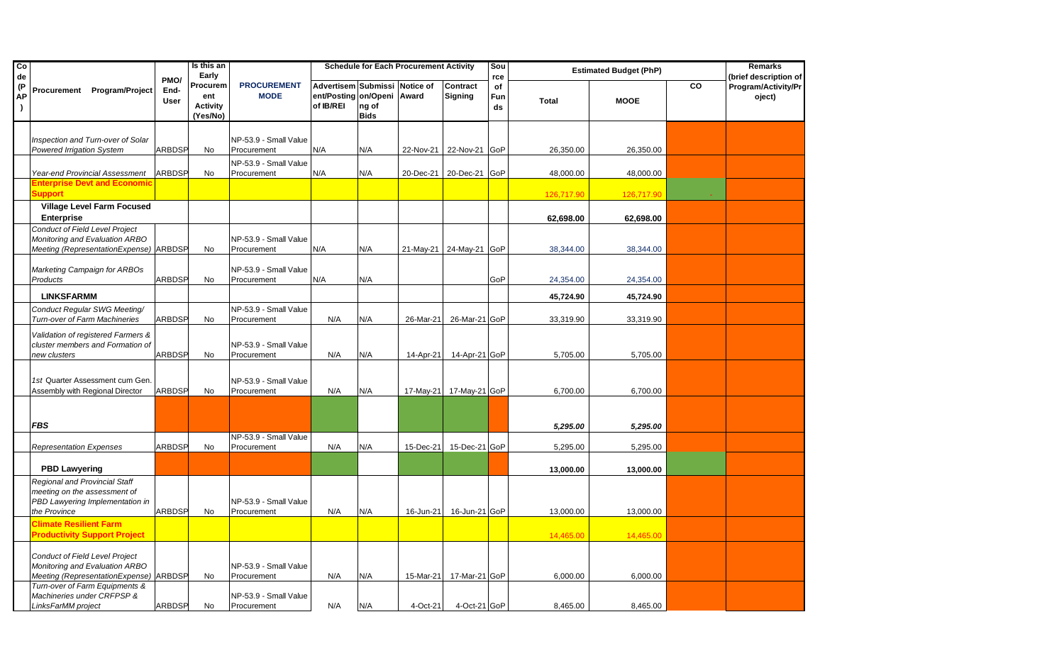| Code (PAP) | Procurement Program/Project | PMO/ End-User | Is this an Early Procurement Activity (Yes/No) | PROCUREMENT MODE | Schedule for Each Procurement Activity | | | | Source of Funds | Estimated Budget (PhP) | | | Remarks (brief description of Program/Activity/Project) |
|---|---|---|---|---|---|---|---|---|---|---|---|---|---|
| | | | | | Advertisement/Posting of IB/REI | Submission/Opening of Bids | Notice of Award | Contract Signing | | Total | MOOE | CO | |
| | *Inspection and Turn-over of Solar Powered Irrigation System* | ARBDSP | No | NP-53.9 - Small Value Procurement | N/A | N/A | 22-Nov-21 | 22-Nov-21 | GoP | 26,350.00 | 26,350.00 | | |
| | *Year-end Provincial Assessment* | ARBDSP | No | NP-53.9 - Small Value Procurement | N/A | N/A | 20-Dec-21 | 20-Dec-21 | GoP | 48,000.00 | 48,000.00 | | |
| | **Enterprise Devt and Economic Support** | | | | | | | | | 126,717.90 | 126,717.90 | - | |
| | **Village Level Farm Focused Enterprise** | | | | | | | | | **62,698.00** | **62,698.00** | | |
| | *Conduct of Field Level Project Monitoring and Evaluation ARBO Meeting (RepresentationExpense)* | ARBDSP | No | NP-53.9 - Small Value Procurement | N/A | N/A | 21-May-21 | 24-May-21 | GoP | 38,344.00 | 38,344.00 | | |
| | *Marketing Campaign for ARBOs Products* | ARBDSP | No | NP-53.9 - Small Value Procurement | N/A | N/A | | | GoP | 24,354.00 | 24,354.00 | | |
| | **LINKSFARMM** | | | | | | | | | **45,724.90** | **45,724.90** | | |
| | *Conduct Regular SWG Meeting/ Turn-over of Farm Machineries* | ARBDSP | No | NP-53.9 - Small Value Procurement | N/A | N/A | 26-Mar-21 | 26-Mar-21 | GoP | 33,319.90 | 33,319.90 | | |
| | *Validation of registered Farmers & cluster members and Formation of new clusters* | ARBDSP | No | NP-53.9 - Small Value Procurement | N/A | N/A | 14-Apr-21 | 14-Apr-21 | GoP | 5,705.00 | 5,705.00 | | |
| | *1st Quarter Assessment cum Gen. Assembly with Regional Director* | ARBDSP | No | NP-53.9 - Small Value Procurement | N/A | N/A | 17-May-21 | 17-May-21 | GoP | 6,700.00 | 6,700.00 | | |
| | ***FBS*** | | | | | | | | | ***5,295.00*** | ***5,295.00*** | | |
| | *Representation Expenses* | ARBDSP | No | NP-53.9 - Small Value Procurement | N/A | N/A | 15-Dec-21 | 15-Dec-21 | GoP | 5,295.00 | 5,295.00 | | |
| | **PBD Lawyering** | | | | | | | | | **13,000.00** | **13,000.00** | | |
| | *Regional and Provincial Staff meeting on the assessment of PBD Lawyering Implementation in the Province* | ARBDSP | No | NP-53.9 - Small Value Procurement | N/A | N/A | 16-Jun-21 | 16-Jun-21 | GoP | 13,000.00 | 13,000.00 | | |
| | **Climate Resilient Farm Productivity Support Project** | | | | | | | | | 14,465.00 | 14,465.00 | | |
| | *Conduct of Field Level Project Monitoring and Evaluation ARBO Meeting (RepresentationExpense)* | ARBDSP | No | NP-53.9 - Small Value Procurement | N/A | N/A | 15-Mar-21 | 17-Mar-21 | GoP | 6,000.00 | 6,000.00 | | |
| | *Turn-over of Farm Equipments & Machineries under CRFPSP & LinksFarMM project* | ARBDSP | No | NP-53.9 - Small Value Procurement | N/A | N/A | 4-Oct-21 | 4-Oct-21 | GoP | 8,465.00 | 8,465.00 | | |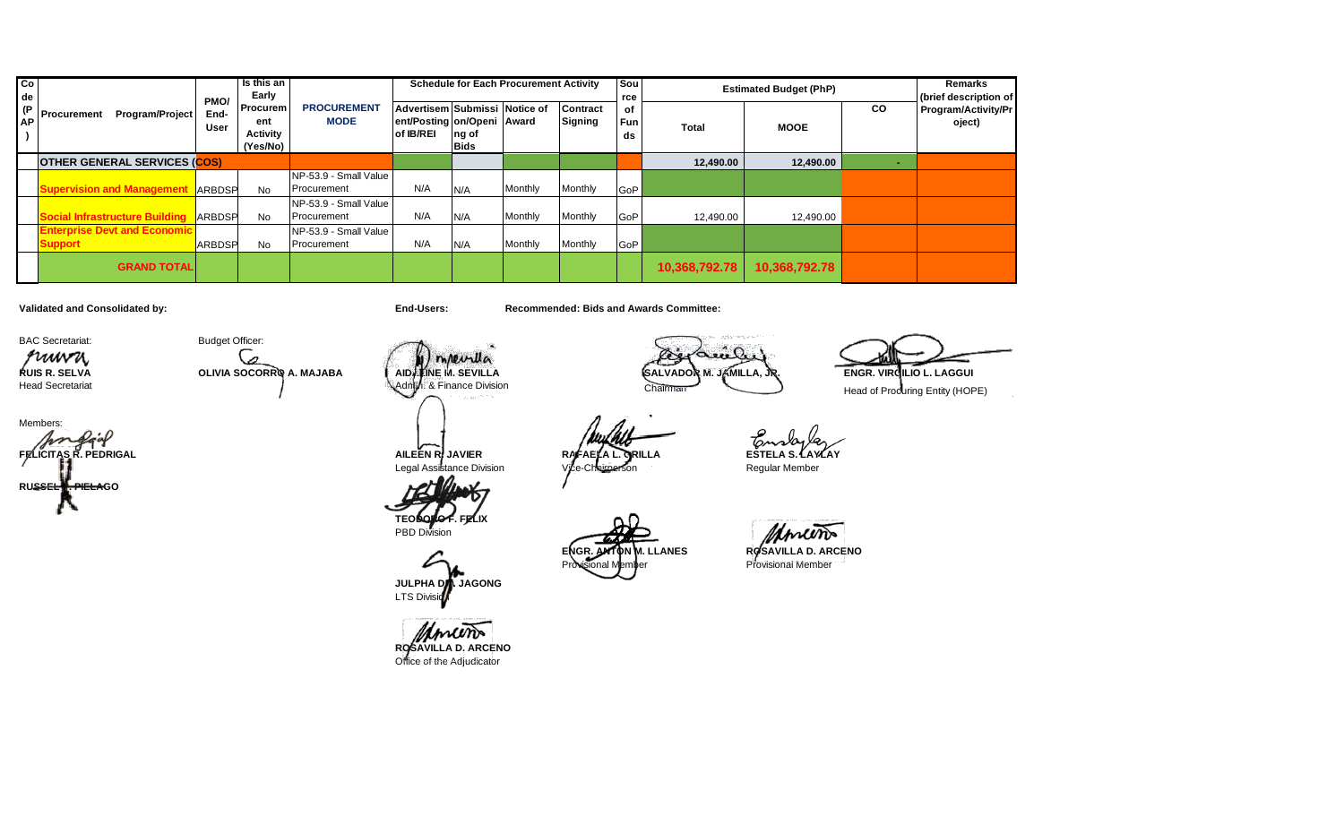| Code (PAP) | Procurement Program/Project | PMO/ End-User | Is this an Early Procurement Activity (Yes/No) | PROCUREMENT MODE | Schedule for Each Procurement Activity | | | | Source of Funds | Estimated Budget (PhP) | | | Remarks (brief description of Program/Activity/Project) |
|---|---|---|---|---|---|---|---|---|---|---|---|---|---|
| | | | | | Advertisement/Posting of IB/REI | Submission/Opening of Bids | Notice of Award | Contract Signing | | Total | MOOE | CO | |
| | **OTHER GENERAL SERVICES (COS)** | | | | | | | | | 12,490.00 | 12,490.00 | - | |
| | Supervision and Management | ARBDSP | No | NP-53.9 - Small Value Procurement | N/A | N/A | Monthly | Monthly | GoP | | | | |
| | Social Infrastructure Building | ARBDSP | No | NP-53.9 - Small Value Procurement | N/A | N/A | Monthly | Monthly | GoP | 12,490.00 | 12,490.00 | | |
| | Enterprise Devt and Economic Support | ARBDSP | No | NP-53.9 - Small Value Procurement | N/A | N/A | Monthly | Monthly | GoP | | | | |
| | **GRAND TOTAL** | | | | | | | | | **10,368,792.78** | **10,368,792.78** | | |

**Validated and Consolidated by:**

BAC Secretariat:
**RUIS R. SELVA**
Head Secretariat

Budget Officer:
**OLIVIA SOCORRO A. MAJABA**

Members:
**FELICITAS R. PEDRIGAL**
**RUSSEL T. PIELAGO**

**End-Users:**

**AIDALINE M. SEVILLA**
Admin. & Finance Division

**AILEEN R. JAVIER**
Legal Assistance Division

**TEODORO F. FELIX**
PBD Division

**JULPHA DR. JAGONG**
LTS Division

**ROSAVILLA D. ARCENO**
Office of the Adjudicator

**Recommended: Bids and Awards Committee:**

**SALVADOR M. JAMILLA, JR.**
Chairman

**RAFAELA L. ORILLA**
Vice-Chairperson

**ESTELA S. LAYLAY**
Regular Member

**ENGR. ANTON M. LLANES**
Provisional Member

**ROSAVILLA D. ARCENO**
Provisional Member

**ENGR. VIRGILIO L. LAGGUI**
Head of Procuring Entity (HOPE)